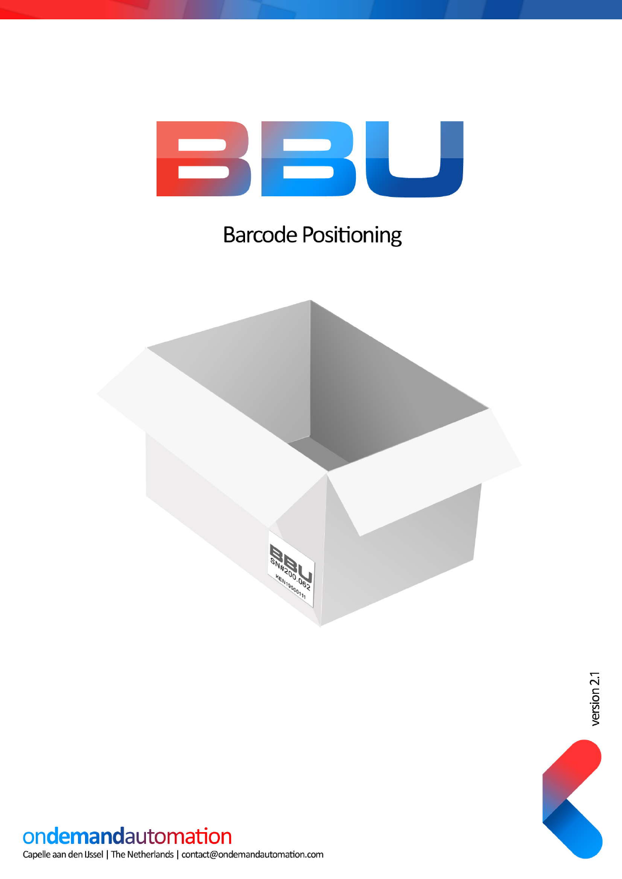# BBU

## Barcode Positioning

version 2.1

ondemandautomation

Capelle aan den IJssel | The Netherlands | contact@ondemandautomation.com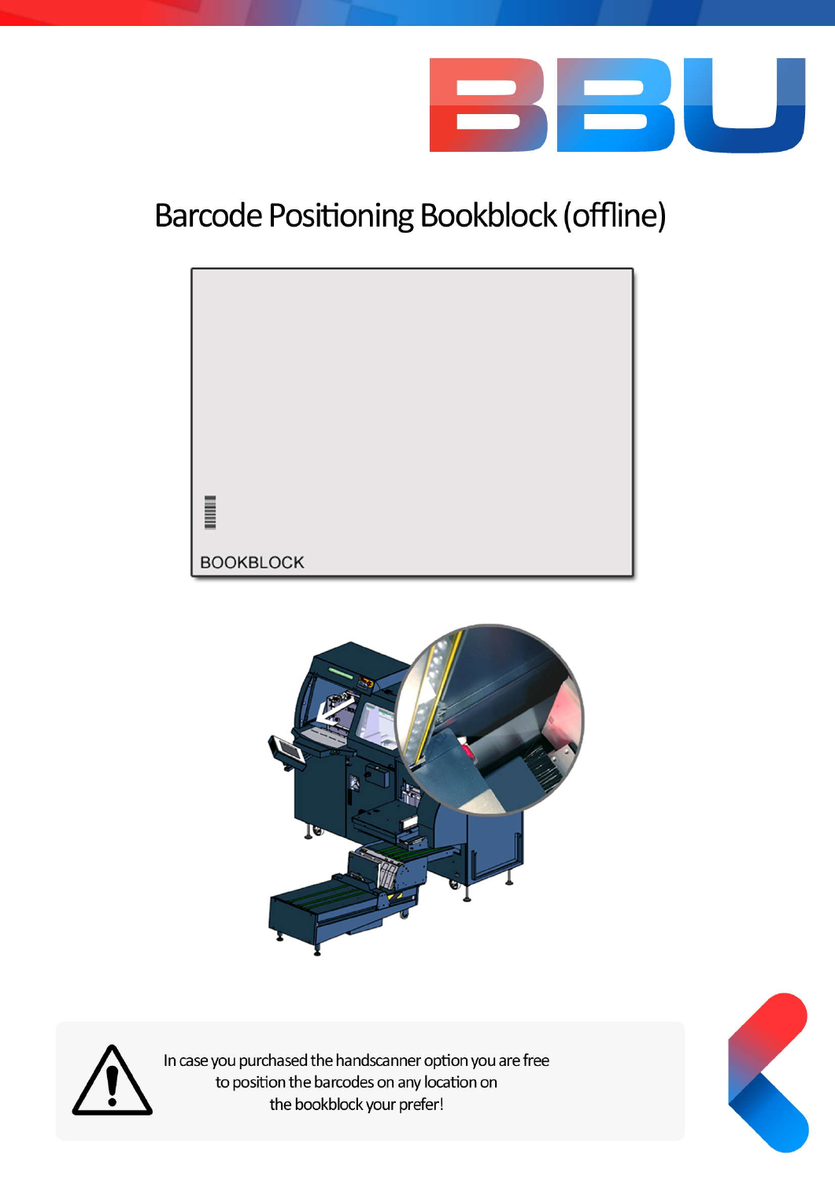# Barcode Positioning Bookblock (offline)

BOOKBLOCK

In case you purchased the handscanner option you are free to position the barcodes on any location on the bookblock your prefer!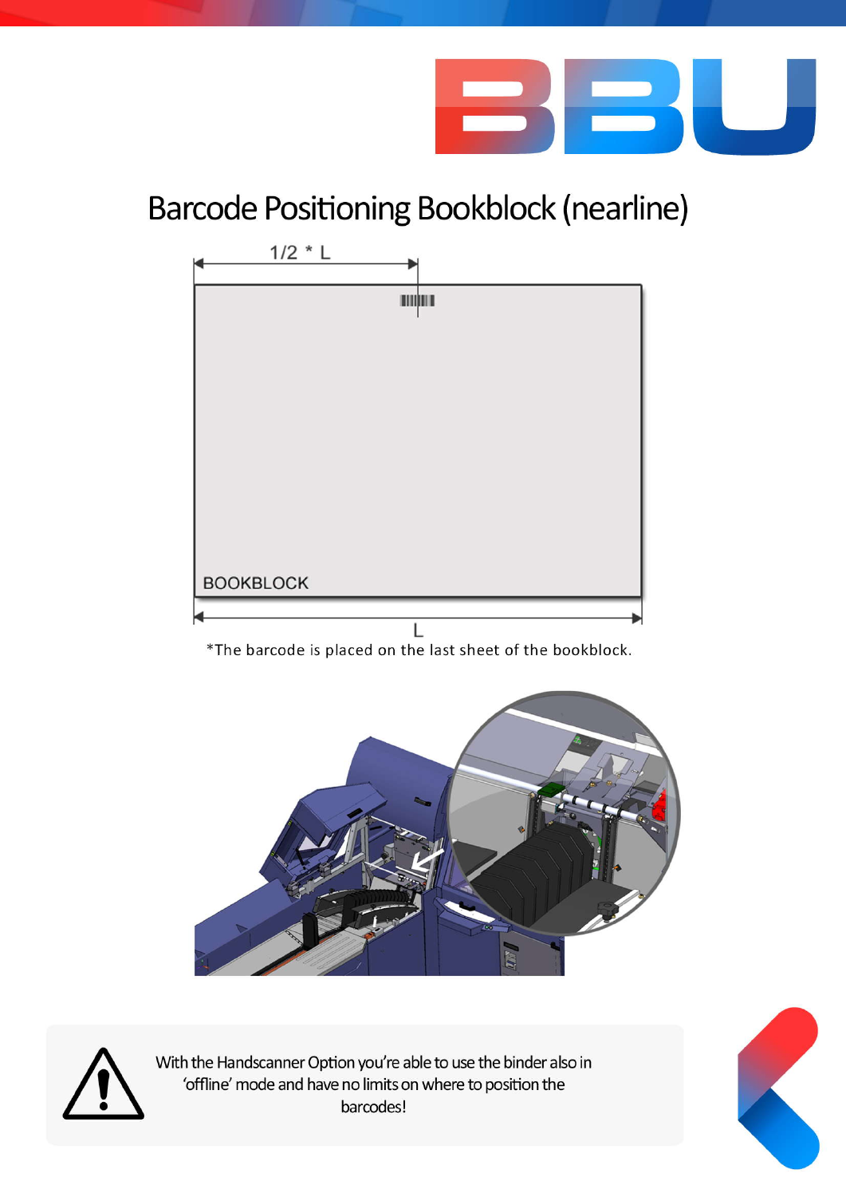# Barcode Positioning Bookblock (nearline)

1/2 * L

BOOKBLOCK

L

*The barcode is placed on the last sheet of the bookblock.

With the Handscanner Option you're able to use the binder also in 'offline' mode and have no limits on where to position the barcodes!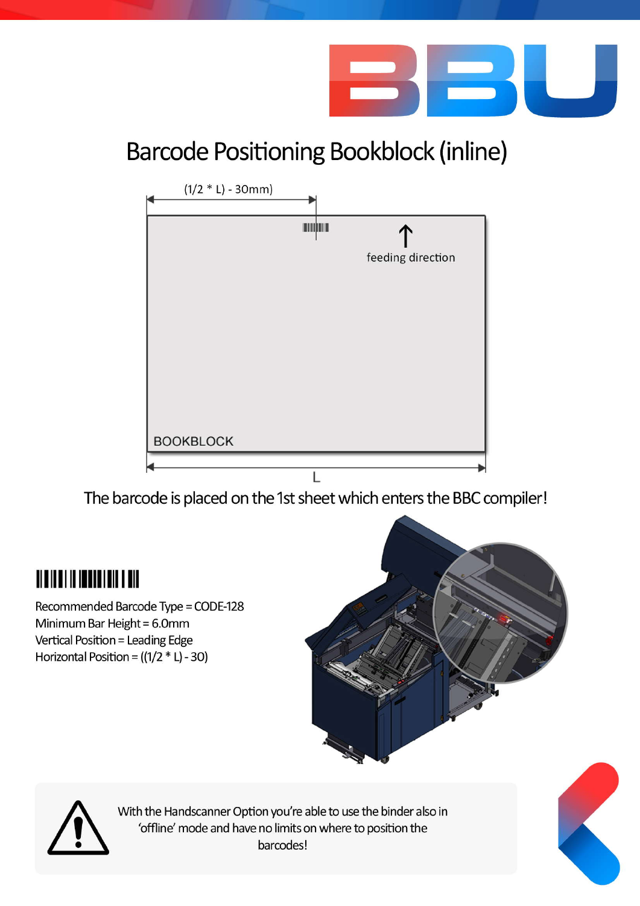# Barcode Positioning Bookblock (inline)

(1/2 * L) - 30mm)

feeding direction

BOOKBLOCK

L

The barcode is placed on the 1st sheet which enters the BBC compiler!

Recommended Barcode Type = CODE-128
Minimum Bar Height = 6.0mm
Vertical Position = Leading Edge
Horizontal Position = ((1/2 * L) - 30)

With the Handscanner Option you're able to use the binder also in 'offline' mode and have no limits on where to position the barcodes!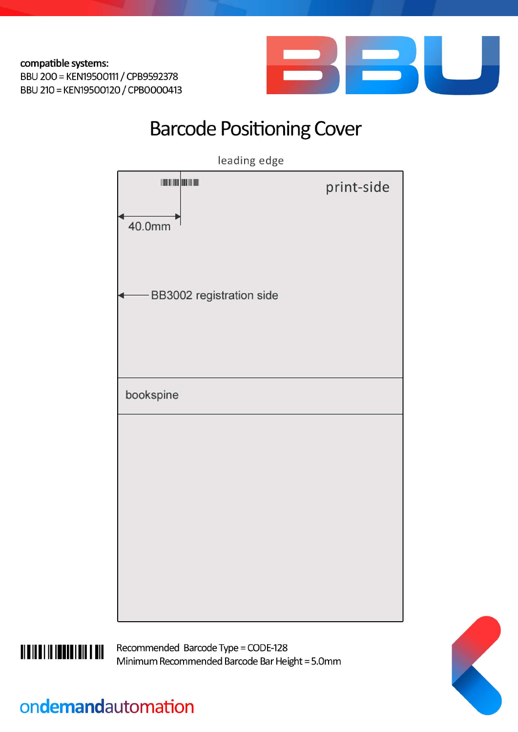**compatible systems:**
BBU 200 = KEN19500111 / CPB9592378
BBU 210 = KEN19500120 / CPB0000413

BBU

# Barcode Positioning Cover

leading edge

print-side

40.0mm

BB3002 registration side

bookspine

Recommended Barcode Type = CODE-128
Minimum Recommended Barcode Bar Height = 5.0mm

ondemandautomation